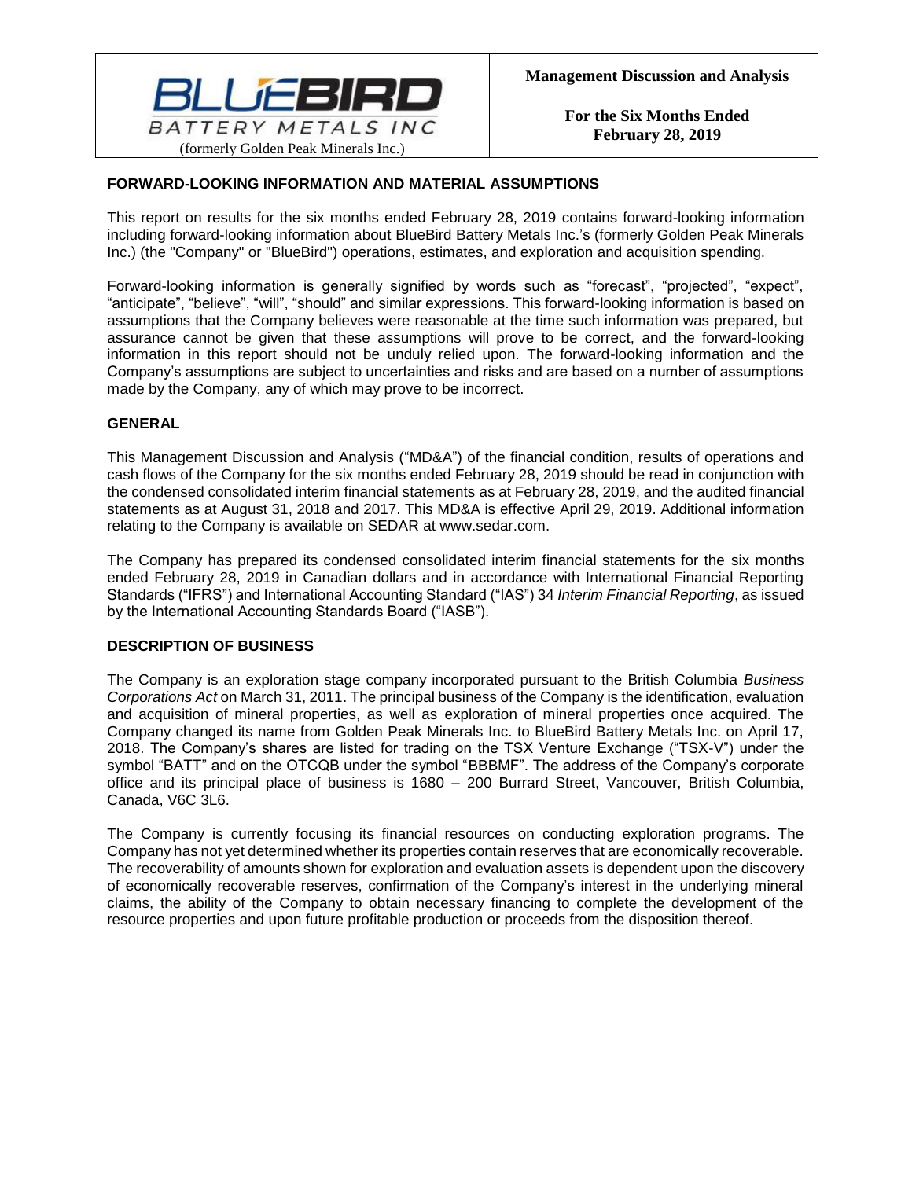BLUEBIRD BATTERY METALS INC
(formerly Golden Peak Minerals Inc.)

**Management Discussion and Analysis**

**For the Six Months Ended February 28, 2019**

### FORWARD-LOOKING INFORMATION AND MATERIAL ASSUMPTIONS

This report on results for the six months ended February 28, 2019 contains forward-looking information including forward-looking information about BlueBird Battery Metals Inc.'s (formerly Golden Peak Minerals Inc.) (the "Company" or "BlueBird") operations, estimates, and exploration and acquisition spending.

Forward-looking information is generally signified by words such as "forecast", "projected", "expect", "anticipate", "believe", "will", "should" and similar expressions. This forward-looking information is based on assumptions that the Company believes were reasonable at the time such information was prepared, but assurance cannot be given that these assumptions will prove to be correct, and the forward-looking information in this report should not be unduly relied upon. The forward-looking information and the Company's assumptions are subject to uncertainties and risks and are based on a number of assumptions made by the Company, any of which may prove to be incorrect.

### GENERAL

This Management Discussion and Analysis ("MD&A") of the financial condition, results of operations and cash flows of the Company for the six months ended February 28, 2019 should be read in conjunction with the condensed consolidated interim financial statements as at February 28, 2019, and the audited financial statements as at August 31, 2018 and 2017. This MD&A is effective April 29, 2019. Additional information relating to the Company is available on SEDAR at www.sedar.com.

The Company has prepared its condensed consolidated interim financial statements for the six months ended February 28, 2019 in Canadian dollars and in accordance with International Financial Reporting Standards ("IFRS") and International Accounting Standard ("IAS") 34 *Interim Financial Reporting*, as issued by the International Accounting Standards Board ("IASB").

### DESCRIPTION OF BUSINESS

The Company is an exploration stage company incorporated pursuant to the British Columbia *Business Corporations Act* on March 31, 2011. The principal business of the Company is the identification, evaluation and acquisition of mineral properties, as well as exploration of mineral properties once acquired. The Company changed its name from Golden Peak Minerals Inc. to BlueBird Battery Metals Inc. on April 17, 2018. The Company's shares are listed for trading on the TSX Venture Exchange ("TSX-V") under the symbol "BATT" and on the OTCQB under the symbol "BBBMF". The address of the Company's corporate office and its principal place of business is 1680 – 200 Burrard Street, Vancouver, British Columbia, Canada, V6C 3L6.

The Company is currently focusing its financial resources on conducting exploration programs. The Company has not yet determined whether its properties contain reserves that are economically recoverable. The recoverability of amounts shown for exploration and evaluation assets is dependent upon the discovery of economically recoverable reserves, confirmation of the Company's interest in the underlying mineral claims, the ability of the Company to obtain necessary financing to complete the development of the resource properties and upon future profitable production or proceeds from the disposition thereof.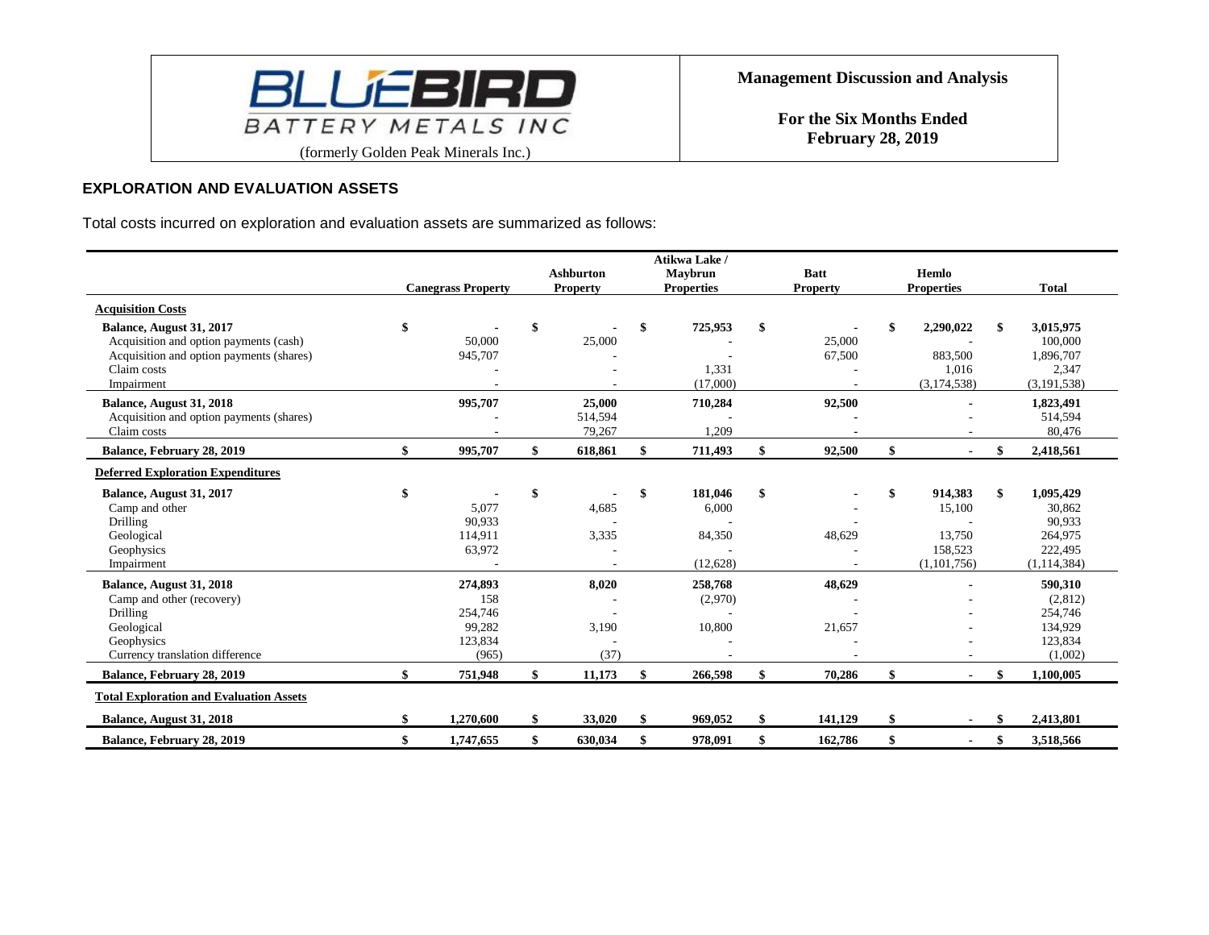## EXPLORATION AND EVALUATION ASSETS

Total costs incurred on exploration and evaluation assets are summarized as follows:

| | Canegrass Property | Ashburton Property | Atikwa Lake / Maybrun Properties | Batt Property | Hemlo Properties | Total |
|---|---|---|---|---|---|---|
| **Acquisition Costs** | | | | | | |
| **Balance, August 31, 2017** | $ - | $ - | $ 725,953 | $ - | $ 2,290,022 | $ 3,015,975 |
| Acquisition and option payments (cash) | 50,000 | 25,000 | - | 25,000 | - | 100,000 |
| Acquisition and option payments (shares) | 945,707 | - | - | 67,500 | 883,500 | 1,896,707 |
| Claim costs | - | - | 1,331 | - | 1,016 | 2,347 |
| Impairment | - | - | (17,000) | - | (3,174,538) | (3,191,538) |
| **Balance, August 31, 2018** | 995,707 | 25,000 | 710,284 | 92,500 | - | 1,823,491 |
| Acquisition and option payments (shares) | - | 514,594 | - | - | - | 514,594 |
| Claim costs | - | 79,267 | 1,209 | - | - | 80,476 |
| **Balance, February 28, 2019** | $ 995,707 | $ 618,861 | $ 711,493 | $ 92,500 | $ - | $ 2,418,561 |
| **Deferred Exploration Expenditures** | | | | | | |
| **Balance, August 31, 2017** | $ - | $ - | $ 181,046 | $ - | $ 914,383 | $ 1,095,429 |
| Camp and other | 5,077 | 4,685 | 6,000 | - | 15,100 | 30,862 |
| Drilling | 90,933 | - | - | - | - | 90,933 |
| Geological | 114,911 | 3,335 | 84,350 | 48,629 | 13,750 | 264,975 |
| Geophysics | 63,972 | - | - | - | 158,523 | 222,495 |
| Impairment | - | - | (12,628) | - | (1,101,756) | (1,114,384) |
| **Balance, August 31, 2018** | 274,893 | 8,020 | 258,768 | 48,629 | - | 590,310 |
| Camp and other (recovery) | 158 | - | (2,970) | - | - | (2,812) |
| Drilling | 254,746 | - | - | - | - | 254,746 |
| Geological | 99,282 | 3,190 | 10,800 | 21,657 | - | 134,929 |
| Geophysics | 123,834 | - | - | - | - | 123,834 |
| Currency translation difference | (965) | (37) | - | - | - | (1,002) |
| **Balance, February 28, 2019** | $ 751,948 | $ 11,173 | $ 266,598 | $ 70,286 | $ - | $ 1,100,005 |
| **Total Exploration and Evaluation Assets** | | | | | | |
| **Balance, August 31, 2018** | $ 1,270,600 | $ 33,020 | $ 969,052 | $ 141,129 | $ - | $ 2,413,801 |
| **Balance, February 28, 2019** | $ 1,747,655 | $ 630,034 | $ 978,091 | $ 162,786 | $ - | $ 3,518,566 |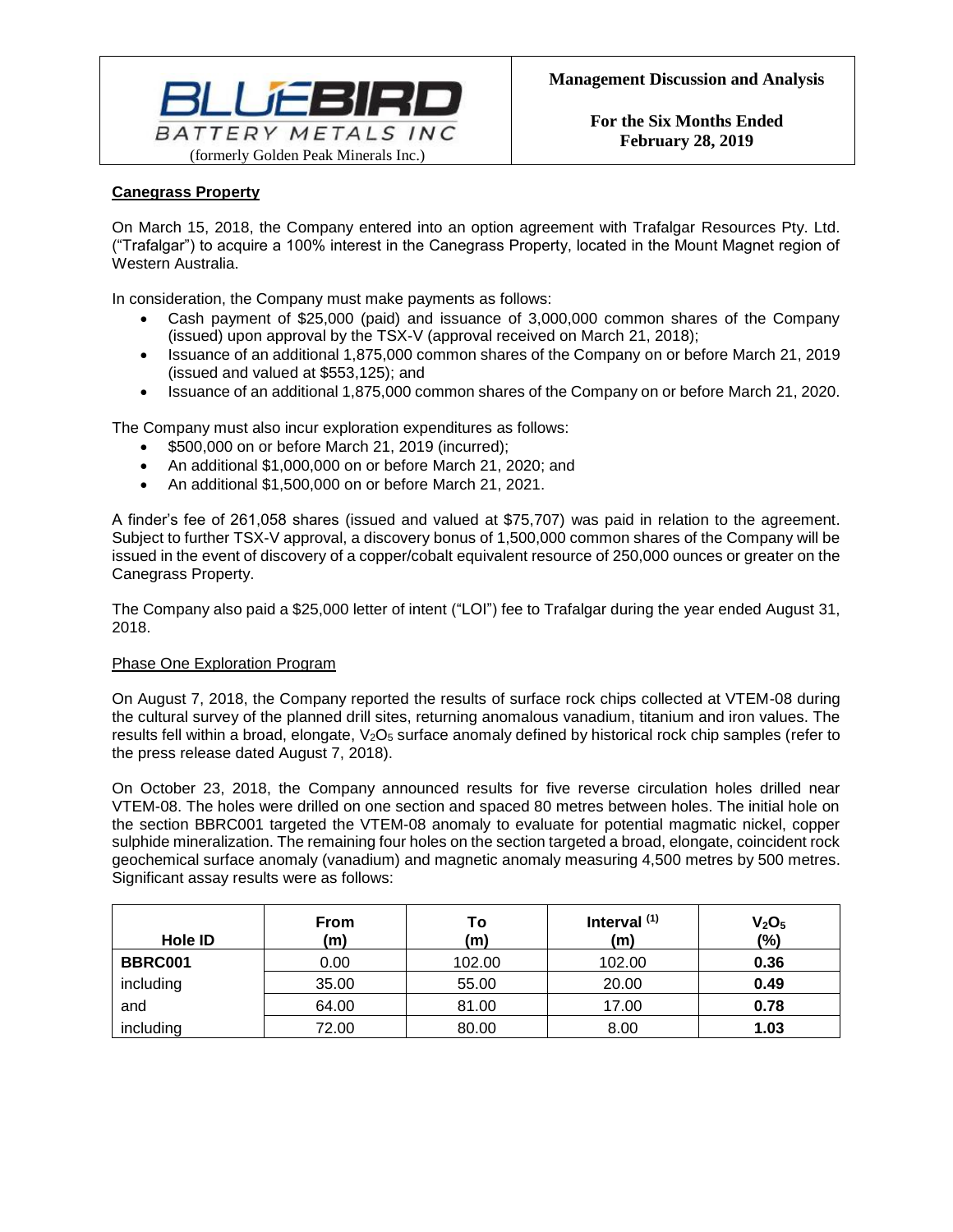## Canegrass Property

On March 15, 2018, the Company entered into an option agreement with Trafalgar Resources Pty. Ltd. ("Trafalgar") to acquire a 100% interest in the Canegrass Property, located in the Mount Magnet region of Western Australia.

In consideration, the Company must make payments as follows:

- Cash payment of $25,000 (paid) and issuance of 3,000,000 common shares of the Company (issued) upon approval by the TSX-V (approval received on March 21, 2018);
- Issuance of an additional 1,875,000 common shares of the Company on or before March 21, 2019 (issued and valued at $553,125); and
- Issuance of an additional 1,875,000 common shares of the Company on or before March 21, 2020.

The Company must also incur exploration expenditures as follows:

- $500,000 on or before March 21, 2019 (incurred);
- An additional $1,000,000 on or before March 21, 2020; and
- An additional $1,500,000 on or before March 21, 2021.

A finder's fee of 261,058 shares (issued and valued at $75,707) was paid in relation to the agreement. Subject to further TSX-V approval, a discovery bonus of 1,500,000 common shares of the Company will be issued in the event of discovery of a copper/cobalt equivalent resource of 250,000 ounces or greater on the Canegrass Property.

The Company also paid a $25,000 letter of intent ("LOI") fee to Trafalgar during the year ended August 31, 2018.

### Phase One Exploration Program

On August 7, 2018, the Company reported the results of surface rock chips collected at VTEM-08 during the cultural survey of the planned drill sites, returning anomalous vanadium, titanium and iron values. The results fell within a broad, elongate, $V_2O_5$ surface anomaly defined by historical rock chip samples (refer to the press release dated August 7, 2018).

On October 23, 2018, the Company announced results for five reverse circulation holes drilled near VTEM-08. The holes were drilled on one section and spaced 80 metres between holes. The initial hole on the section BBRC001 targeted the VTEM-08 anomaly to evaluate for potential magmatic nickel, copper sulphide mineralization. The remaining four holes on the section targeted a broad, elongate, coincident rock geochemical surface anomaly (vanadium) and magnetic anomaly measuring 4,500 metres by 500 metres. Significant assay results were as follows:

| Hole ID | From (m) | To (m) | Interval [1] (m) | $V_2O_5$ (%) |
|---|---|---|---|---|
| **BBRC001** | 0.00 | 102.00 | 102.00 | **0.36** |
| including | 35.00 | 55.00 | 20.00 | **0.49** |
| and | 64.00 | 81.00 | 17.00 | **0.78** |
| including | 72.00 | 80.00 | 8.00 | **1.03** |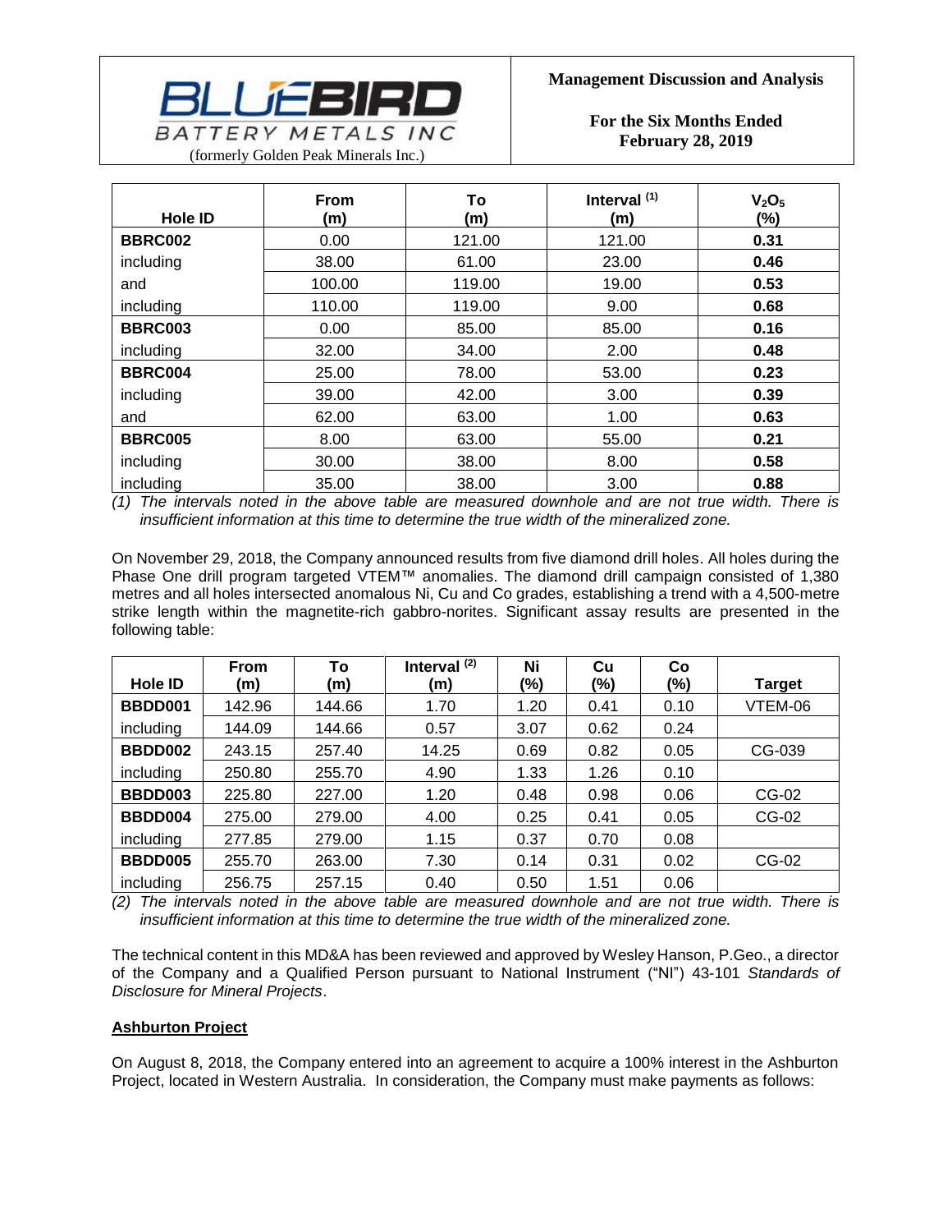| Hole ID | From (m) | To (m) | Interval [(1)] (m) | $V_2O_5$ (%) |
|---|---|---|---|---|
| **BBRC002** | 0.00 | 121.00 | 121.00 | **0.31** |
| including | 38.00 | 61.00 | 23.00 | **0.46** |
| and | 100.00 | 119.00 | 19.00 | **0.53** |
| including | 110.00 | 119.00 | 9.00 | **0.68** |
| **BBRC003** | 0.00 | 85.00 | 85.00 | **0.16** |
| including | 32.00 | 34.00 | 2.00 | **0.48** |
| **BBRC004** | 25.00 | 78.00 | 53.00 | **0.23** |
| including | 39.00 | 42.00 | 3.00 | **0.39** |
| and | 62.00 | 63.00 | 1.00 | **0.63** |
| **BBRC005** | 8.00 | 63.00 | 55.00 | **0.21** |
| including | 30.00 | 38.00 | 8.00 | **0.58** |
| including | 35.00 | 38.00 | 3.00 | **0.88** |

*(1) The intervals noted in the above table are measured downhole and are not true width. There is insufficient information at this time to determine the true width of the mineralized zone.*

On November 29, 2018, the Company announced results from five diamond drill holes. All holes during the Phase One drill program targeted VTEM™ anomalies. The diamond drill campaign consisted of 1,380 metres and all holes intersected anomalous Ni, Cu and Co grades, establishing a trend with a 4,500-metre strike length within the magnetite-rich gabbro-norites. Significant assay results are presented in the following table:

| Hole ID | From (m) | To (m) | Interval [(2)] (m) | Ni (%) | Cu (%) | Co (%) | Target |
|---|---|---|---|---|---|---|---|
| **BBDD001** | 142.96 | 144.66 | 1.70 | 1.20 | 0.41 | 0.10 | VTEM-06 |
| including | 144.09 | 144.66 | 0.57 | 3.07 | 0.62 | 0.24 | |
| **BBDD002** | 243.15 | 257.40 | 14.25 | 0.69 | 0.82 | 0.05 | CG-039 |
| including | 250.80 | 255.70 | 4.90 | 1.33 | 1.26 | 0.10 | |
| **BBDD003** | 225.80 | 227.00 | 1.20 | 0.48 | 0.98 | 0.06 | CG-02 |
| **BBDD004** | 275.00 | 279.00 | 4.00 | 0.25 | 0.41 | 0.05 | CG-02 |
| including | 277.85 | 279.00 | 1.15 | 0.37 | 0.70 | 0.08 | |
| **BBDD005** | 255.70 | 263.00 | 7.30 | 0.14 | 0.31 | 0.02 | CG-02 |
| including | 256.75 | 257.15 | 0.40 | 0.50 | 1.51 | 0.06 | |

*(2) The intervals noted in the above table are measured downhole and are not true width. There is insufficient information at this time to determine the true width of the mineralized zone.*

The technical content in this MD&A has been reviewed and approved by Wesley Hanson, P.Geo., a director of the Company and a Qualified Person pursuant to National Instrument ("NI") 43-101 *Standards of Disclosure for Mineral Projects*.

**Ashburton Project**

On August 8, 2018, the Company entered into an agreement to acquire a 100% interest in the Ashburton Project, located in Western Australia. In consideration, the Company must make payments as follows: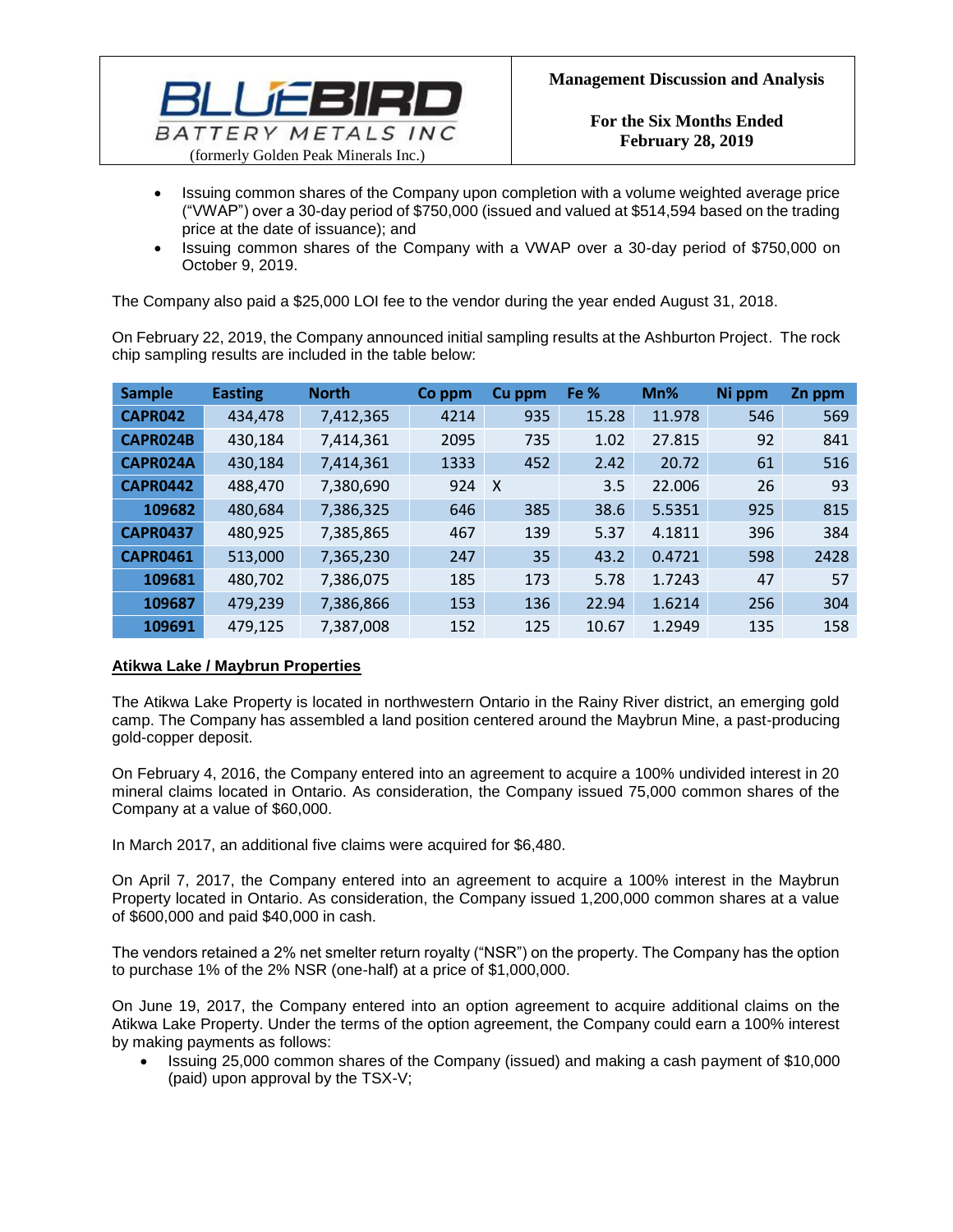- Issuing common shares of the Company upon completion with a volume weighted average price ("VWAP") over a 30-day period of $750,000 (issued and valued at $514,594 based on the trading price at the date of issuance); and
- Issuing common shares of the Company with a VWAP over a 30-day period of $750,000 on October 9, 2019.

The Company also paid a $25,000 LOI fee to the vendor during the year ended August 31, 2018.

On February 22, 2019, the Company announced initial sampling results at the Ashburton Project. The rock chip sampling results are included in the table below:

| Sample | Easting | North | Co ppm | Cu ppm | Fe % | Mn% | Ni ppm | Zn ppm |
|---|---|---|---|---|---|---|---|---|
| CAPR042 | 434,478 | 7,412,365 | 4214 | 935 | 15.28 | 11.978 | 546 | 569 |
| CAPR024B | 430,184 | 7,414,361 | 2095 | 735 | 1.02 | 27.815 | 92 | 841 |
| CAPR024A | 430,184 | 7,414,361 | 1333 | 452 | 2.42 | 20.72 | 61 | 516 |
| CAPR0442 | 488,470 | 7,380,690 | 924 | X | 3.5 | 22.006 | 26 | 93 |
| 109682 | 480,684 | 7,386,325 | 646 | 385 | 38.6 | 5.5351 | 925 | 815 |
| CAPR0437 | 480,925 | 7,385,865 | 467 | 139 | 5.37 | 4.1811 | 396 | 384 |
| CAPR0461 | 513,000 | 7,365,230 | 247 | 35 | 43.2 | 0.4721 | 598 | 2428 |
| 109681 | 480,702 | 7,386,075 | 185 | 173 | 5.78 | 1.7243 | 47 | 57 |
| 109687 | 479,239 | 7,386,866 | 153 | 136 | 22.94 | 1.6214 | 256 | 304 |
| 109691 | 479,125 | 7,387,008 | 152 | 125 | 10.67 | 1.2949 | 135 | 158 |

**Atikwa Lake / Maybrun Properties**

The Atikwa Lake Property is located in northwestern Ontario in the Rainy River district, an emerging gold camp. The Company has assembled a land position centered around the Maybrun Mine, a past-producing gold-copper deposit.

On February 4, 2016, the Company entered into an agreement to acquire a 100% undivided interest in 20 mineral claims located in Ontario. As consideration, the Company issued 75,000 common shares of the Company at a value of $60,000.

In March 2017, an additional five claims were acquired for $6,480.

On April 7, 2017, the Company entered into an agreement to acquire a 100% interest in the Maybrun Property located in Ontario. As consideration, the Company issued 1,200,000 common shares at a value of $600,000 and paid $40,000 in cash.

The vendors retained a 2% net smelter return royalty ("NSR") on the property. The Company has the option to purchase 1% of the 2% NSR (one-half) at a price of $1,000,000.

On June 19, 2017, the Company entered into an option agreement to acquire additional claims on the Atikwa Lake Property. Under the terms of the option agreement, the Company could earn a 100% interest by making payments as follows:

- Issuing 25,000 common shares of the Company (issued) and making a cash payment of $10,000 (paid) upon approval by the TSX-V;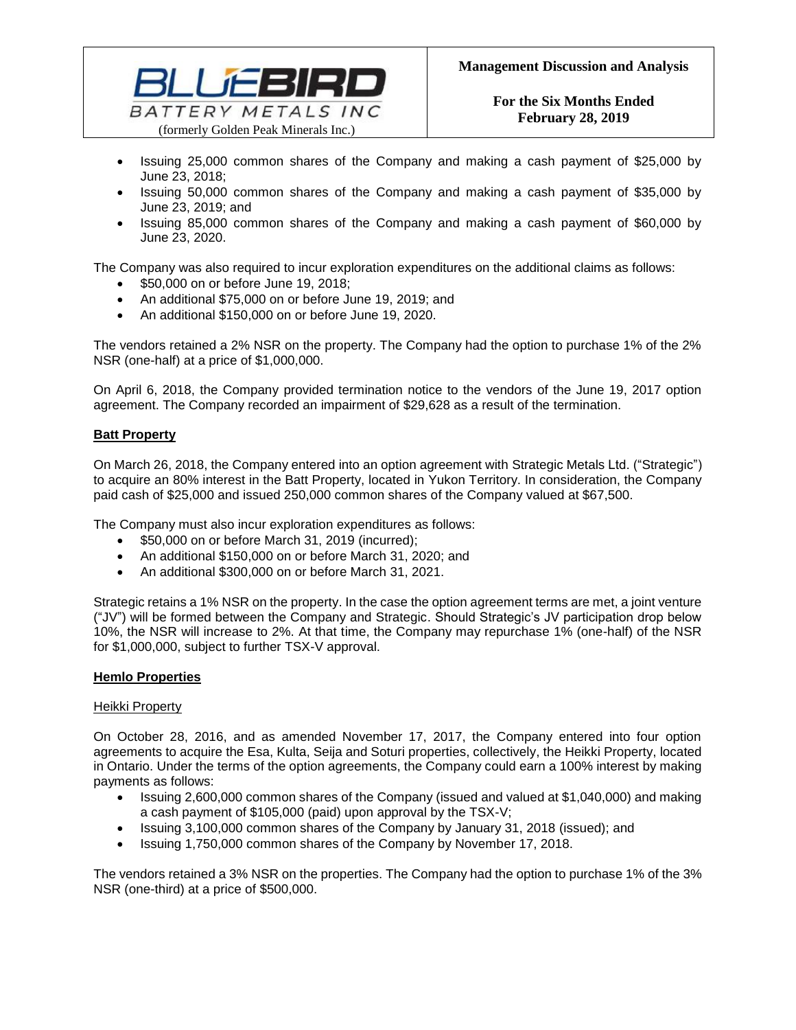- Issuing 25,000 common shares of the Company and making a cash payment of $25,000 by June 23, 2018;
- Issuing 50,000 common shares of the Company and making a cash payment of $35,000 by June 23, 2019; and
- Issuing 85,000 common shares of the Company and making a cash payment of $60,000 by June 23, 2020.

The Company was also required to incur exploration expenditures on the additional claims as follows:

- $50,000 on or before June 19, 2018;
- An additional $75,000 on or before June 19, 2019; and
- An additional $150,000 on or before June 19, 2020.

The vendors retained a 2% NSR on the property. The Company had the option to purchase 1% of the 2% NSR (one-half) at a price of $1,000,000.

On April 6, 2018, the Company provided termination notice to the vendors of the June 19, 2017 option agreement. The Company recorded an impairment of $29,628 as a result of the termination.

## Batt Property

On March 26, 2018, the Company entered into an option agreement with Strategic Metals Ltd. ("Strategic") to acquire an 80% interest in the Batt Property, located in Yukon Territory. In consideration, the Company paid cash of $25,000 and issued 250,000 common shares of the Company valued at $67,500.

The Company must also incur exploration expenditures as follows:

- $50,000 on or before March 31, 2019 (incurred);
- An additional $150,000 on or before March 31, 2020; and
- An additional $300,000 on or before March 31, 2021.

Strategic retains a 1% NSR on the property. In the case the option agreement terms are met, a joint venture ("JV") will be formed between the Company and Strategic. Should Strategic's JV participation drop below 10%, the NSR will increase to 2%. At that time, the Company may repurchase 1% (one-half) of the NSR for $1,000,000, subject to further TSX-V approval.

## Hemlo Properties

### Heikki Property

On October 28, 2016, and as amended November 17, 2017, the Company entered into four option agreements to acquire the Esa, Kulta, Seija and Soturi properties, collectively, the Heikki Property, located in Ontario. Under the terms of the option agreements, the Company could earn a 100% interest by making payments as follows:

- Issuing 2,600,000 common shares of the Company (issued and valued at $1,040,000) and making a cash payment of $105,000 (paid) upon approval by the TSX-V;
- Issuing 3,100,000 common shares of the Company by January 31, 2018 (issued); and
- Issuing 1,750,000 common shares of the Company by November 17, 2018.

The vendors retained a 3% NSR on the properties. The Company had the option to purchase 1% of the 3% NSR (one-third) at a price of $500,000.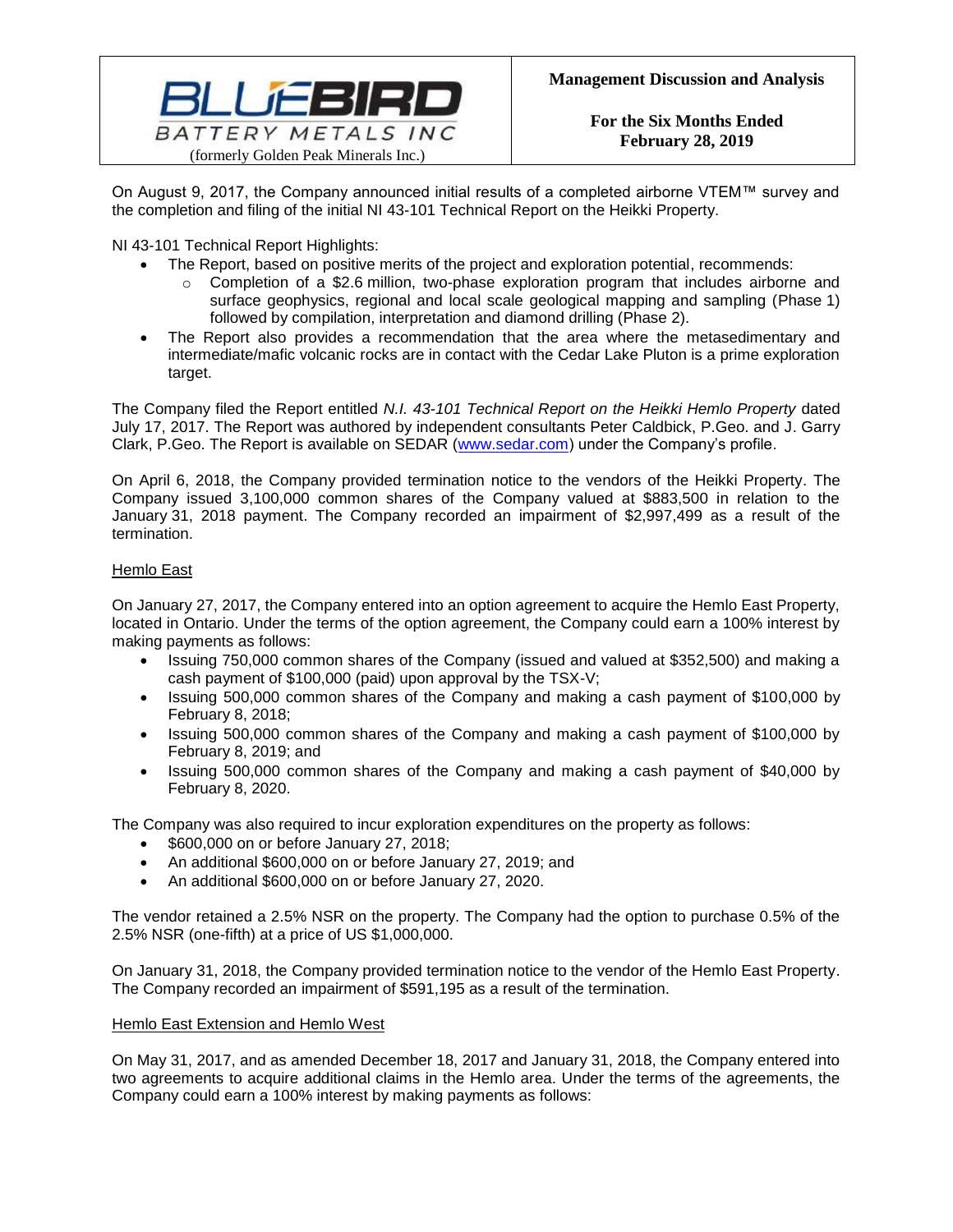On August 9, 2017, the Company announced initial results of a completed airborne VTEM™ survey and the completion and filing of the initial NI 43-101 Technical Report on the Heikki Property.

NI 43-101 Technical Report Highlights:

- The Report, based on positive merits of the project and exploration potential, recommends:
  - Completion of a $2.6 million, two-phase exploration program that includes airborne and surface geophysics, regional and local scale geological mapping and sampling (Phase 1) followed by compilation, interpretation and diamond drilling (Phase 2).
- The Report also provides a recommendation that the area where the metasedimentary and intermediate/mafic volcanic rocks are in contact with the Cedar Lake Pluton is a prime exploration target.

The Company filed the Report entitled *N.I. 43-101 Technical Report on the Heikki Hemlo Property* dated July 17, 2017. The Report was authored by independent consultants Peter Caldbick, P.Geo. and J. Garry Clark, P.Geo. The Report is available on SEDAR (www.sedar.com) under the Company's profile.

On April 6, 2018, the Company provided termination notice to the vendors of the Heikki Property. The Company issued 3,100,000 common shares of the Company valued at $883,500 in relation to the January 31, 2018 payment. The Company recorded an impairment of $2,997,499 as a result of the termination.

### Hemlo East

On January 27, 2017, the Company entered into an option agreement to acquire the Hemlo East Property, located in Ontario. Under the terms of the option agreement, the Company could earn a 100% interest by making payments as follows:

- Issuing 750,000 common shares of the Company (issued and valued at $352,500) and making a cash payment of $100,000 (paid) upon approval by the TSX-V;
- Issuing 500,000 common shares of the Company and making a cash payment of $100,000 by February 8, 2018;
- Issuing 500,000 common shares of the Company and making a cash payment of $100,000 by February 8, 2019; and
- Issuing 500,000 common shares of the Company and making a cash payment of $40,000 by February 8, 2020.

The Company was also required to incur exploration expenditures on the property as follows:

- $600,000 on or before January 27, 2018;
- An additional $600,000 on or before January 27, 2019; and
- An additional $600,000 on or before January 27, 2020.

The vendor retained a 2.5% NSR on the property. The Company had the option to purchase 0.5% of the 2.5% NSR (one-fifth) at a price of US $1,000,000.

On January 31, 2018, the Company provided termination notice to the vendor of the Hemlo East Property. The Company recorded an impairment of $591,195 as a result of the termination.

### Hemlo East Extension and Hemlo West

On May 31, 2017, and as amended December 18, 2017 and January 31, 2018, the Company entered into two agreements to acquire additional claims in the Hemlo area. Under the terms of the agreements, the Company could earn a 100% interest by making payments as follows: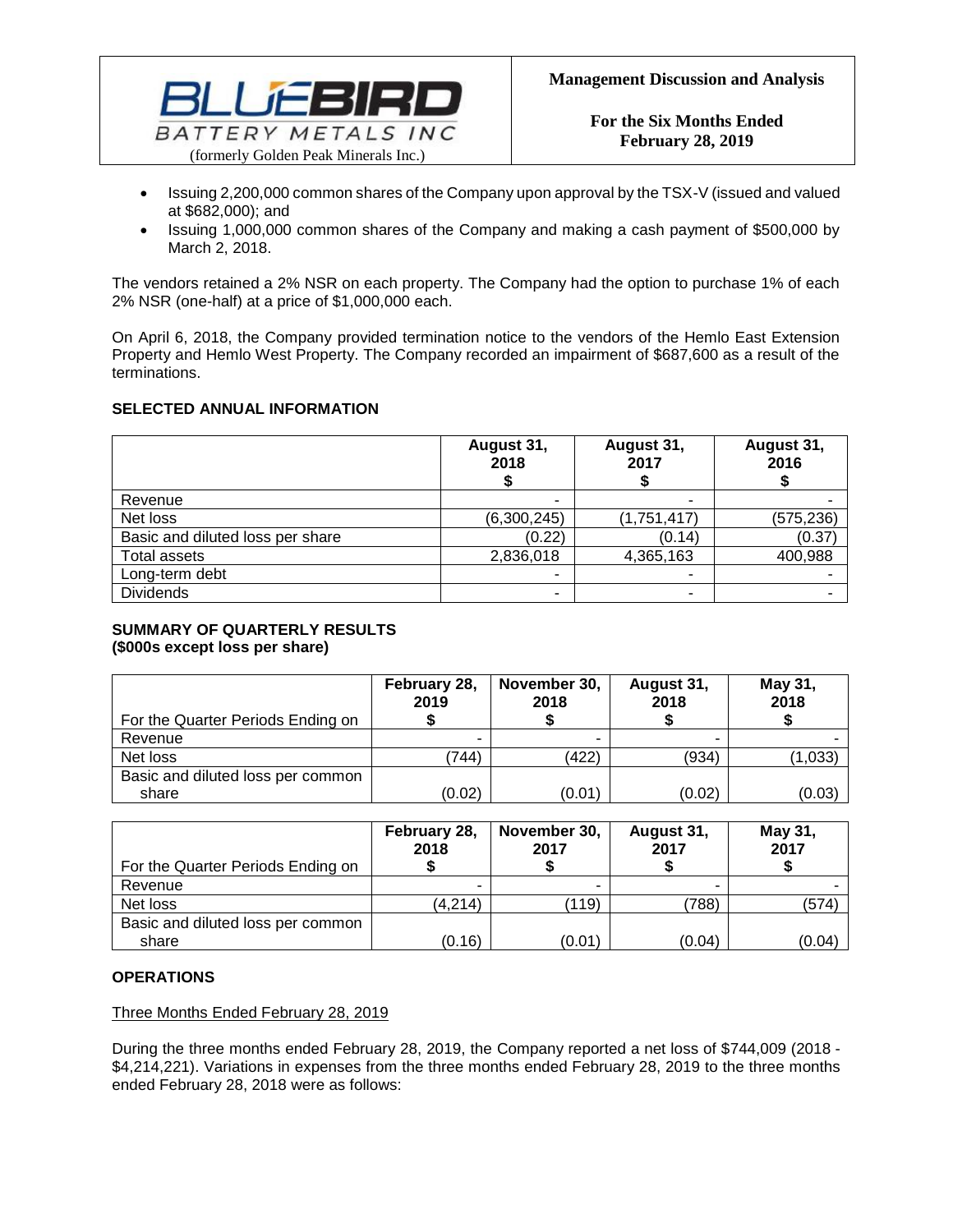- Issuing 2,200,000 common shares of the Company upon approval by the TSX-V (issued and valued at $682,000); and
- Issuing 1,000,000 common shares of the Company and making a cash payment of $500,000 by March 2, 2018.

The vendors retained a 2% NSR on each property. The Company had the option to purchase 1% of each 2% NSR (one-half) at a price of $1,000,000 each.

On April 6, 2018, the Company provided termination notice to the vendors of the Hemlo East Extension Property and Hemlo West Property. The Company recorded an impairment of $687,600 as a result of the terminations.

## SELECTED ANNUAL INFORMATION

| | August 31, 2018 $ | August 31, 2017 $ | August 31, 2016 $ |
|---|---|---|---|
| Revenue | - | - | - |
| Net loss | (6,300,245) | (1,751,417) | (575,236) |
| Basic and diluted loss per share | (0.22) | (0.14) | (0.37) |
| Total assets | 2,836,018 | 4,365,163 | 400,988 |
| Long-term debt | - | - | - |
| Dividends | - | - | - |

## SUMMARY OF QUARTERLY RESULTS
**($000s except loss per share)**

| For the Quarter Periods Ending on | February 28, 2019 $ | November 30, 2018 $ | August 31, 2018 $ | May 31, 2018 $ |
|---|---|---|---|---|
| Revenue | - | - | - | - |
| Net loss | (744) | (422) | (934) | (1,033) |
| Basic and diluted loss per common share | (0.02) | (0.01) | (0.02) | (0.03) |

| For the Quarter Periods Ending on | February 28, 2018 $ | November 30, 2017 $ | August 31, 2017 $ | May 31, 2017 $ |
|---|---|---|---|---|
| Revenue | - | - | - | - |
| Net loss | (4,214) | (119) | (788) | (574) |
| Basic and diluted loss per common share | (0.16) | (0.01) | (0.04) | (0.04) |

## OPERATIONS

Three Months Ended February 28, 2019

During the three months ended February 28, 2019, the Company reported a net loss of $744,009 (2018 - $4,214,221). Variations in expenses from the three months ended February 28, 2019 to the three months ended February 28, 2018 were as follows: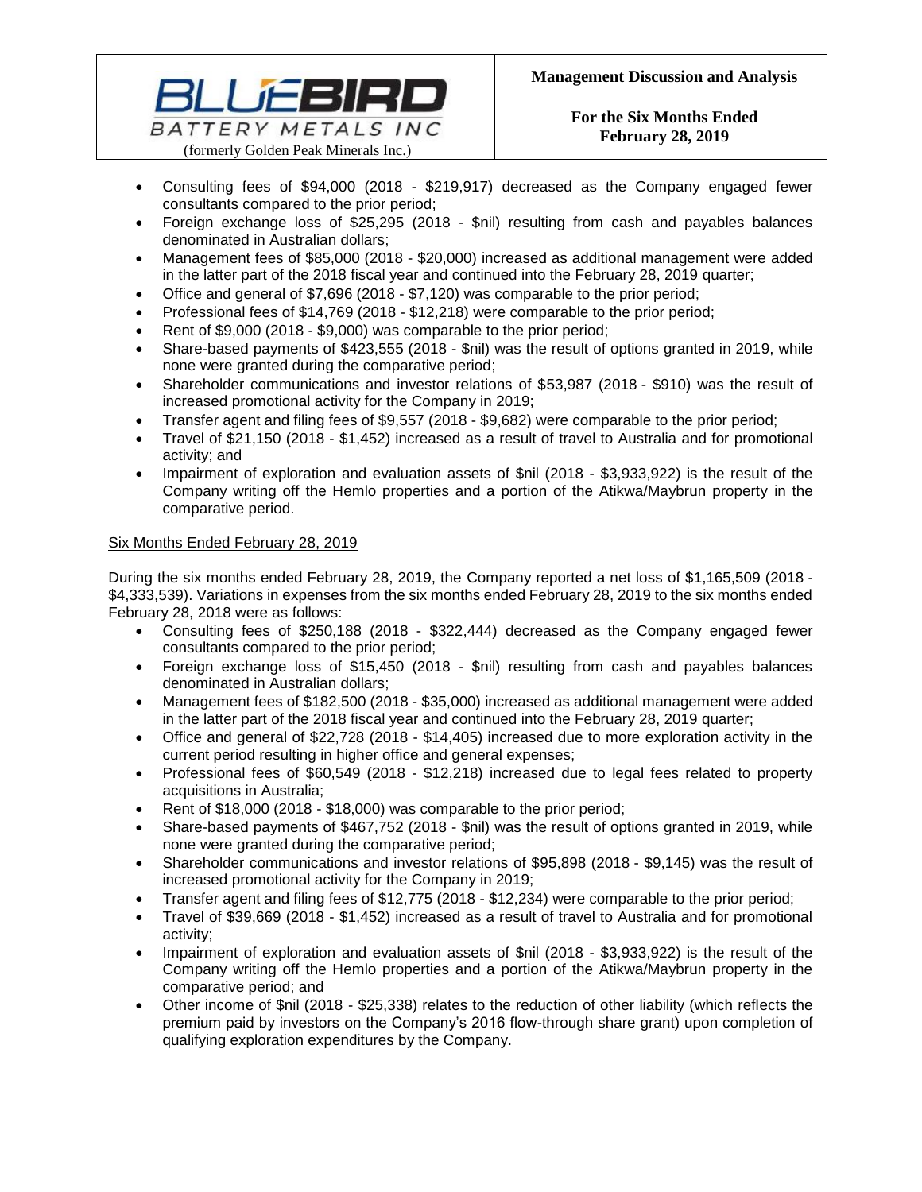- Consulting fees of $94,000 (2018 - $219,917) decreased as the Company engaged fewer consultants compared to the prior period;
- Foreign exchange loss of $25,295 (2018 - $nil) resulting from cash and payables balances denominated in Australian dollars;
- Management fees of $85,000 (2018 - $20,000) increased as additional management were added in the latter part of the 2018 fiscal year and continued into the February 28, 2019 quarter;
- Office and general of $7,696 (2018 - $7,120) was comparable to the prior period;
- Professional fees of $14,769 (2018 - $12,218) were comparable to the prior period;
- Rent of $9,000 (2018 - $9,000) was comparable to the prior period;
- Share-based payments of $423,555 (2018 - $nil) was the result of options granted in 2019, while none were granted during the comparative period;
- Shareholder communications and investor relations of $53,987 (2018 - $910) was the result of increased promotional activity for the Company in 2019;
- Transfer agent and filing fees of $9,557 (2018 - $9,682) were comparable to the prior period;
- Travel of $21,150 (2018 - $1,452) increased as a result of travel to Australia and for promotional activity; and
- Impairment of exploration and evaluation assets of $nil (2018 - $3,933,922) is the result of the Company writing off the Hemlo properties and a portion of the Atikwa/Maybrun property in the comparative period.

Six Months Ended February 28, 2019

During the six months ended February 28, 2019, the Company reported a net loss of $1,165,509 (2018 - $4,333,539). Variations in expenses from the six months ended February 28, 2019 to the six months ended February 28, 2018 were as follows:

- Consulting fees of $250,188 (2018 - $322,444) decreased as the Company engaged fewer consultants compared to the prior period;
- Foreign exchange loss of $15,450 (2018 - $nil) resulting from cash and payables balances denominated in Australian dollars;
- Management fees of $182,500 (2018 - $35,000) increased as additional management were added in the latter part of the 2018 fiscal year and continued into the February 28, 2019 quarter;
- Office and general of $22,728 (2018 - $14,405) increased due to more exploration activity in the current period resulting in higher office and general expenses;
- Professional fees of $60,549 (2018 - $12,218) increased due to legal fees related to property acquisitions in Australia;
- Rent of $18,000 (2018 - $18,000) was comparable to the prior period;
- Share-based payments of $467,752 (2018 - $nil) was the result of options granted in 2019, while none were granted during the comparative period;
- Shareholder communications and investor relations of $95,898 (2018 - $9,145) was the result of increased promotional activity for the Company in 2019;
- Transfer agent and filing fees of $12,775 (2018 - $12,234) were comparable to the prior period;
- Travel of $39,669 (2018 - $1,452) increased as a result of travel to Australia and for promotional activity;
- Impairment of exploration and evaluation assets of $nil (2018 - $3,933,922) is the result of the Company writing off the Hemlo properties and a portion of the Atikwa/Maybrun property in the comparative period; and
- Other income of $nil (2018 - $25,338) relates to the reduction of other liability (which reflects the premium paid by investors on the Company's 2016 flow-through share grant) upon completion of qualifying exploration expenditures by the Company.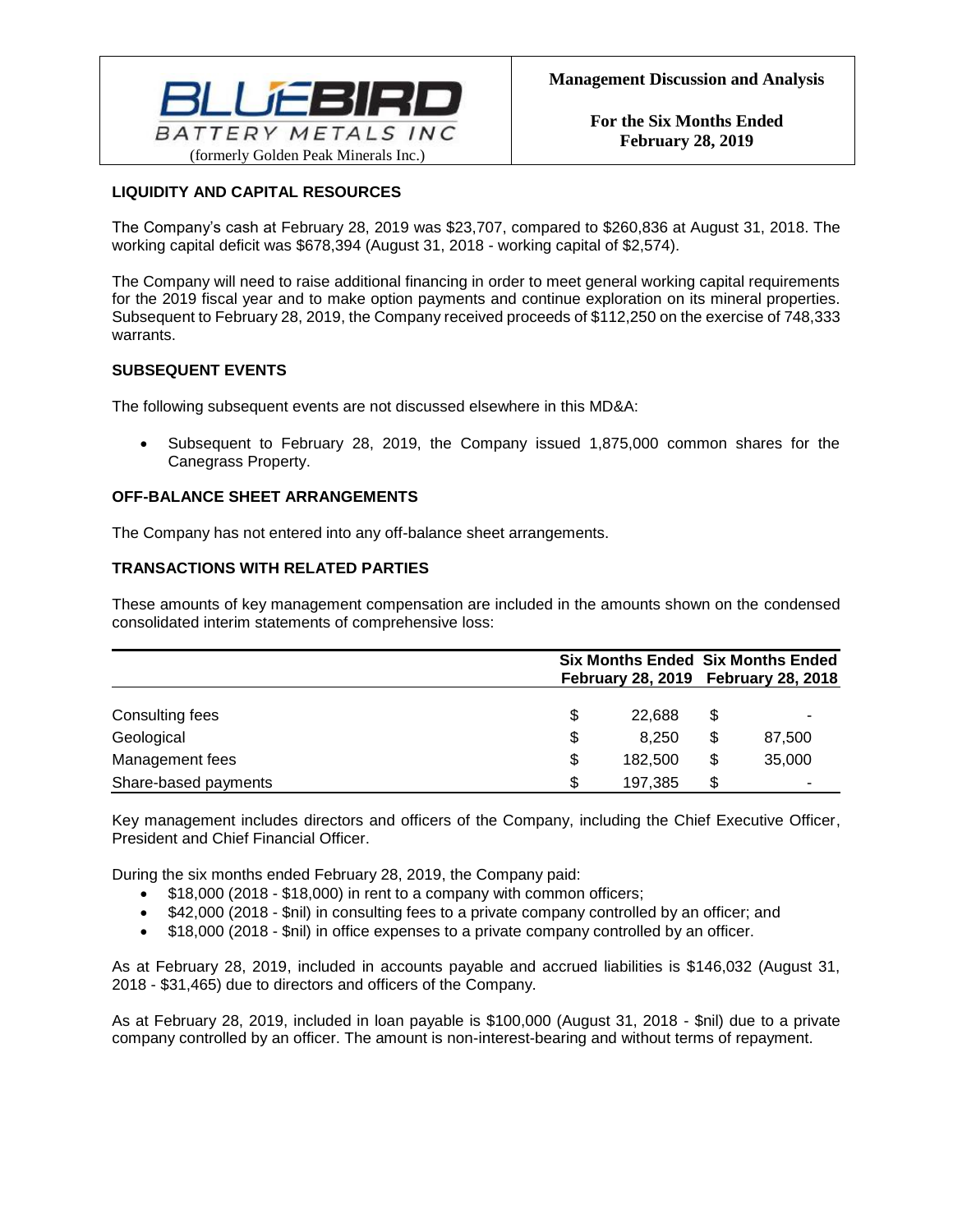## LIQUIDITY AND CAPITAL RESOURCES

The Company's cash at February 28, 2019 was $23,707, compared to $260,836 at August 31, 2018. The working capital deficit was $678,394 (August 31, 2018 - working capital of $2,574).

The Company will need to raise additional financing in order to meet general working capital requirements for the 2019 fiscal year and to make option payments and continue exploration on its mineral properties. Subsequent to February 28, 2019, the Company received proceeds of $112,250 on the exercise of 748,333 warrants.

## SUBSEQUENT EVENTS

The following subsequent events are not discussed elsewhere in this MD&A:

- Subsequent to February 28, 2019, the Company issued 1,875,000 common shares for the Canegrass Property.

## OFF-BALANCE SHEET ARRANGEMENTS

The Company has not entered into any off-balance sheet arrangements.

## TRANSACTIONS WITH RELATED PARTIES

These amounts of key management compensation are included in the amounts shown on the condensed consolidated interim statements of comprehensive loss:

| | Six Months Ended February 28, 2019 | Six Months Ended February 28, 2018 |
|---|---|---|
| Consulting fees | $ 22,688 | $ - |
| Geological | $ 8,250 | $ 87,500 |
| Management fees | $ 182,500 | $ 35,000 |
| Share-based payments | $ 197,385 | $ - |

Key management includes directors and officers of the Company, including the Chief Executive Officer, President and Chief Financial Officer.

During the six months ended February 28, 2019, the Company paid:

- $18,000 (2018 - $18,000) in rent to a company with common officers;
- $42,000 (2018 - $nil) in consulting fees to a private company controlled by an officer; and
- $18,000 (2018 - $nil) in office expenses to a private company controlled by an officer.

As at February 28, 2019, included in accounts payable and accrued liabilities is $146,032 (August 31, 2018 - $31,465) due to directors and officers of the Company.

As at February 28, 2019, included in loan payable is $100,000 (August 31, 2018 - $nil) due to a private company controlled by an officer. The amount is non-interest-bearing and without terms of repayment.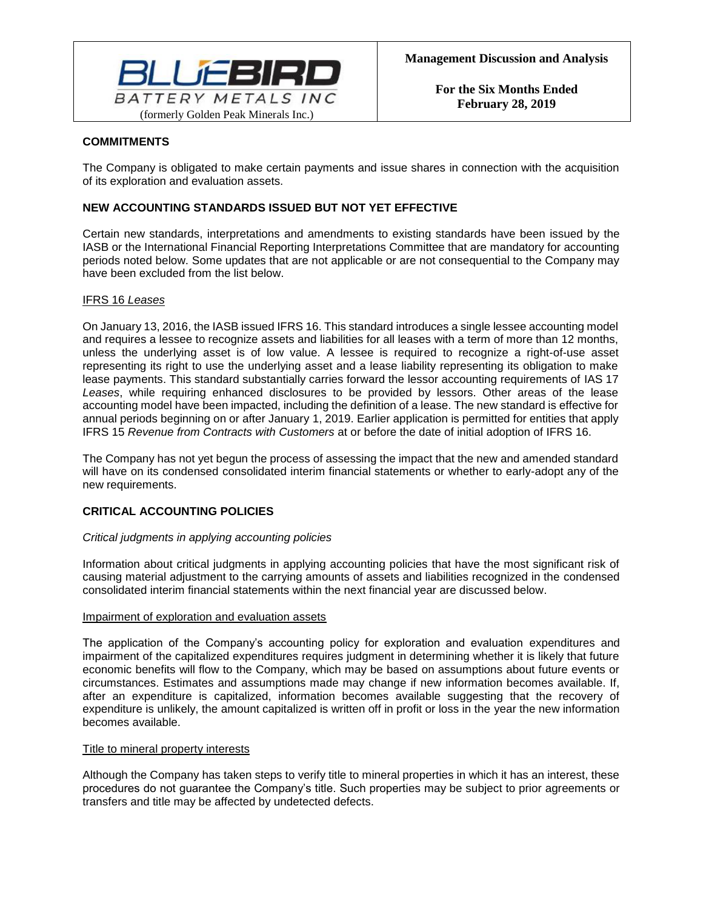## COMMITMENTS

The Company is obligated to make certain payments and issue shares in connection with the acquisition of its exploration and evaluation assets.

## NEW ACCOUNTING STANDARDS ISSUED BUT NOT YET EFFECTIVE

Certain new standards, interpretations and amendments to existing standards have been issued by the IASB or the International Financial Reporting Interpretations Committee that are mandatory for accounting periods noted below. Some updates that are not applicable or are not consequential to the Company may have been excluded from the list below.

### IFRS 16 *Leases*

On January 13, 2016, the IASB issued IFRS 16. This standard introduces a single lessee accounting model and requires a lessee to recognize assets and liabilities for all leases with a term of more than 12 months, unless the underlying asset is of low value. A lessee is required to recognize a right-of-use asset representing its right to use the underlying asset and a lease liability representing its obligation to make lease payments. This standard substantially carries forward the lessor accounting requirements of IAS 17 *Leases*, while requiring enhanced disclosures to be provided by lessors. Other areas of the lease accounting model have been impacted, including the definition of a lease. The new standard is effective for annual periods beginning on or after January 1, 2019. Earlier application is permitted for entities that apply IFRS 15 *Revenue from Contracts with Customers* at or before the date of initial adoption of IFRS 16.

The Company has not yet begun the process of assessing the impact that the new and amended standard will have on its condensed consolidated interim financial statements or whether to early-adopt any of the new requirements.

## CRITICAL ACCOUNTING POLICIES

*Critical judgments in applying accounting policies*

Information about critical judgments in applying accounting policies that have the most significant risk of causing material adjustment to the carrying amounts of assets and liabilities recognized in the condensed consolidated interim financial statements within the next financial year are discussed below.

### Impairment of exploration and evaluation assets

The application of the Company's accounting policy for exploration and evaluation expenditures and impairment of the capitalized expenditures requires judgment in determining whether it is likely that future economic benefits will flow to the Company, which may be based on assumptions about future events or circumstances. Estimates and assumptions made may change if new information becomes available. If, after an expenditure is capitalized, information becomes available suggesting that the recovery of expenditure is unlikely, the amount capitalized is written off in profit or loss in the year the new information becomes available.

### Title to mineral property interests

Although the Company has taken steps to verify title to mineral properties in which it has an interest, these procedures do not guarantee the Company's title. Such properties may be subject to prior agreements or transfers and title may be affected by undetected defects.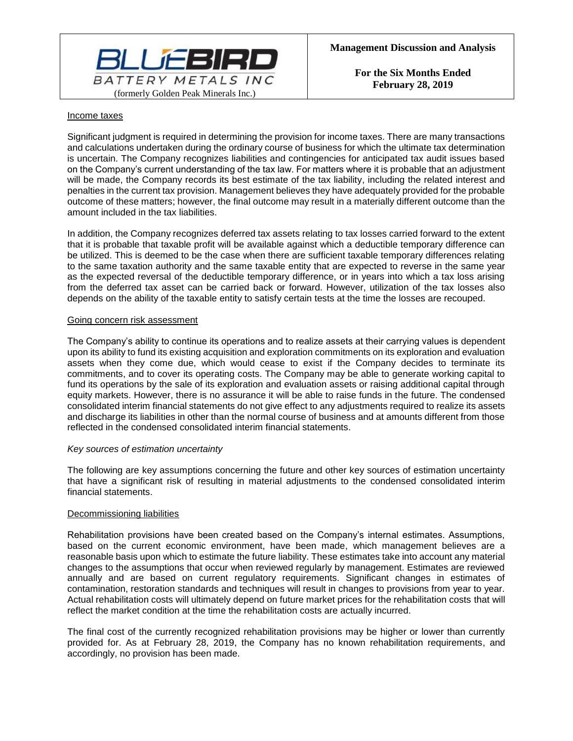Income taxes

Significant judgment is required in determining the provision for income taxes. There are many transactions and calculations undertaken during the ordinary course of business for which the ultimate tax determination is uncertain. The Company recognizes liabilities and contingencies for anticipated tax audit issues based on the Company's current understanding of the tax law. For matters where it is probable that an adjustment will be made, the Company records its best estimate of the tax liability, including the related interest and penalties in the current tax provision. Management believes they have adequately provided for the probable outcome of these matters; however, the final outcome may result in a materially different outcome than the amount included in the tax liabilities.

In addition, the Company recognizes deferred tax assets relating to tax losses carried forward to the extent that it is probable that taxable profit will be available against which a deductible temporary difference can be utilized. This is deemed to be the case when there are sufficient taxable temporary differences relating to the same taxation authority and the same taxable entity that are expected to reverse in the same year as the expected reversal of the deductible temporary difference, or in years into which a tax loss arising from the deferred tax asset can be carried back or forward. However, utilization of the tax losses also depends on the ability of the taxable entity to satisfy certain tests at the time the losses are recouped.

Going concern risk assessment

The Company's ability to continue its operations and to realize assets at their carrying values is dependent upon its ability to fund its existing acquisition and exploration commitments on its exploration and evaluation assets when they come due, which would cease to exist if the Company decides to terminate its commitments, and to cover its operating costs. The Company may be able to generate working capital to fund its operations by the sale of its exploration and evaluation assets or raising additional capital through equity markets. However, there is no assurance it will be able to raise funds in the future. The condensed consolidated interim financial statements do not give effect to any adjustments required to realize its assets and discharge its liabilities in other than the normal course of business and at amounts different from those reflected in the condensed consolidated interim financial statements.

*Key sources of estimation uncertainty*

The following are key assumptions concerning the future and other key sources of estimation uncertainty that have a significant risk of resulting in material adjustments to the condensed consolidated interim financial statements.

Decommissioning liabilities

Rehabilitation provisions have been created based on the Company's internal estimates. Assumptions, based on the current economic environment, have been made, which management believes are a reasonable basis upon which to estimate the future liability. These estimates take into account any material changes to the assumptions that occur when reviewed regularly by management. Estimates are reviewed annually and are based on current regulatory requirements. Significant changes in estimates of contamination, restoration standards and techniques will result in changes to provisions from year to year. Actual rehabilitation costs will ultimately depend on future market prices for the rehabilitation costs that will reflect the market condition at the time the rehabilitation costs are actually incurred.

The final cost of the currently recognized rehabilitation provisions may be higher or lower than currently provided for. As at February 28, 2019, the Company has no known rehabilitation requirements, and accordingly, no provision has been made.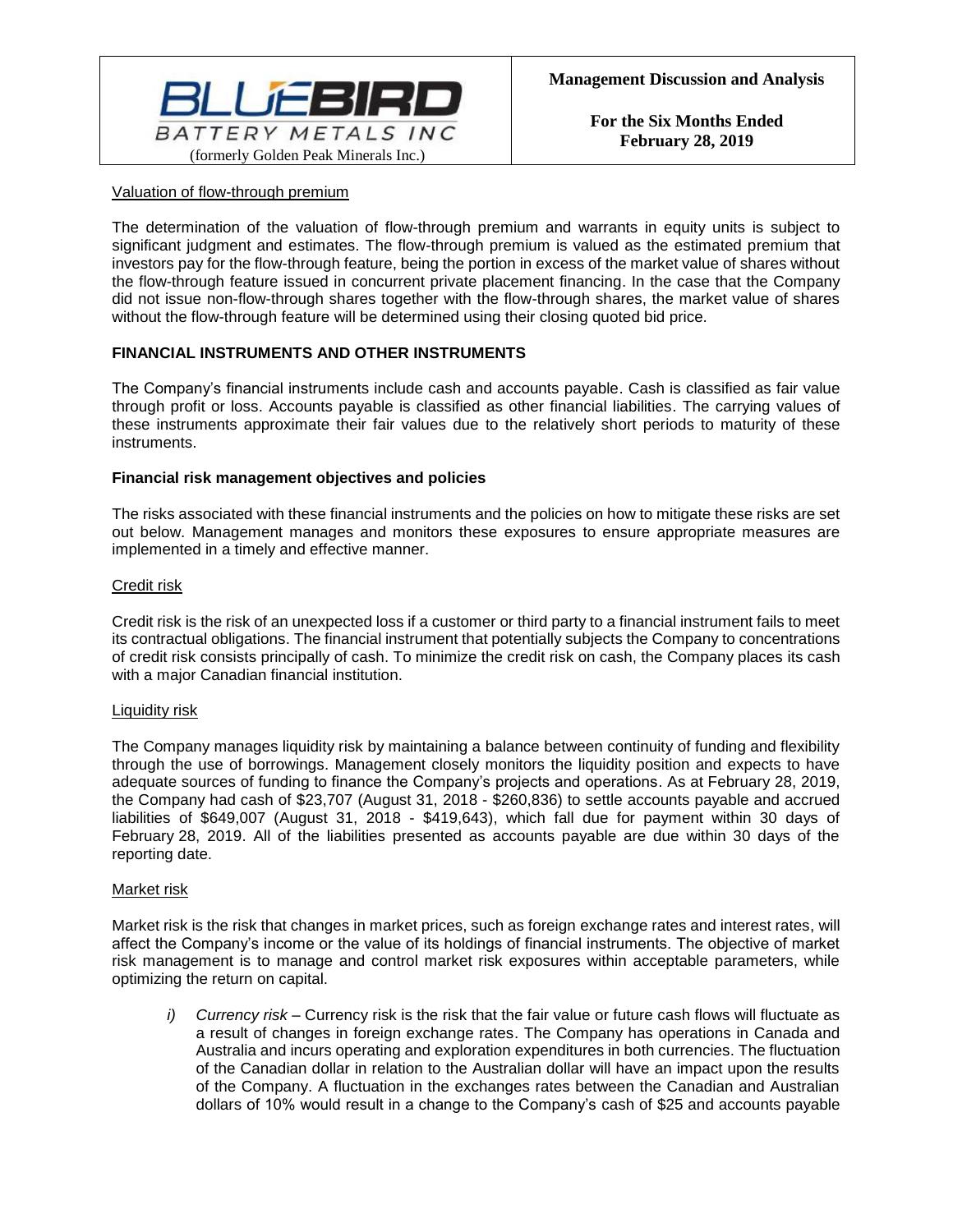#### Valuation of flow-through premium

The determination of the valuation of flow-through premium and warrants in equity units is subject to significant judgment and estimates. The flow-through premium is valued as the estimated premium that investors pay for the flow-through feature, being the portion in excess of the market value of shares without the flow-through feature issued in concurrent private placement financing. In the case that the Company did not issue non-flow-through shares together with the flow-through shares, the market value of shares without the flow-through feature will be determined using their closing quoted bid price.

## FINANCIAL INSTRUMENTS AND OTHER INSTRUMENTS

The Company's financial instruments include cash and accounts payable. Cash is classified as fair value through profit or loss. Accounts payable is classified as other financial liabilities. The carrying values of these instruments approximate their fair values due to the relatively short periods to maturity of these instruments.

### Financial risk management objectives and policies

The risks associated with these financial instruments and the policies on how to mitigate these risks are set out below. Management manages and monitors these exposures to ensure appropriate measures are implemented in a timely and effective manner.

#### Credit risk

Credit risk is the risk of an unexpected loss if a customer or third party to a financial instrument fails to meet its contractual obligations. The financial instrument that potentially subjects the Company to concentrations of credit risk consists principally of cash. To minimize the credit risk on cash, the Company places its cash with a major Canadian financial institution.

#### Liquidity risk

The Company manages liquidity risk by maintaining a balance between continuity of funding and flexibility through the use of borrowings. Management closely monitors the liquidity position and expects to have adequate sources of funding to finance the Company's projects and operations. As at February 28, 2019, the Company had cash of $23,707 (August 31, 2018 - $260,836) to settle accounts payable and accrued liabilities of $649,007 (August 31, 2018 - $419,643), which fall due for payment within 30 days of February 28, 2019. All of the liabilities presented as accounts payable are due within 30 days of the reporting date.

#### Market risk

Market risk is the risk that changes in market prices, such as foreign exchange rates and interest rates, will affect the Company's income or the value of its holdings of financial instruments. The objective of market risk management is to manage and control market risk exposures within acceptable parameters, while optimizing the return on capital.

i) *Currency risk* – Currency risk is the risk that the fair value or future cash flows will fluctuate as a result of changes in foreign exchange rates. The Company has operations in Canada and Australia and incurs operating and exploration expenditures in both currencies. The fluctuation of the Canadian dollar in relation to the Australian dollar will have an impact upon the results of the Company. A fluctuation in the exchanges rates between the Canadian and Australian dollars of 10% would result in a change to the Company's cash of $25 and accounts payable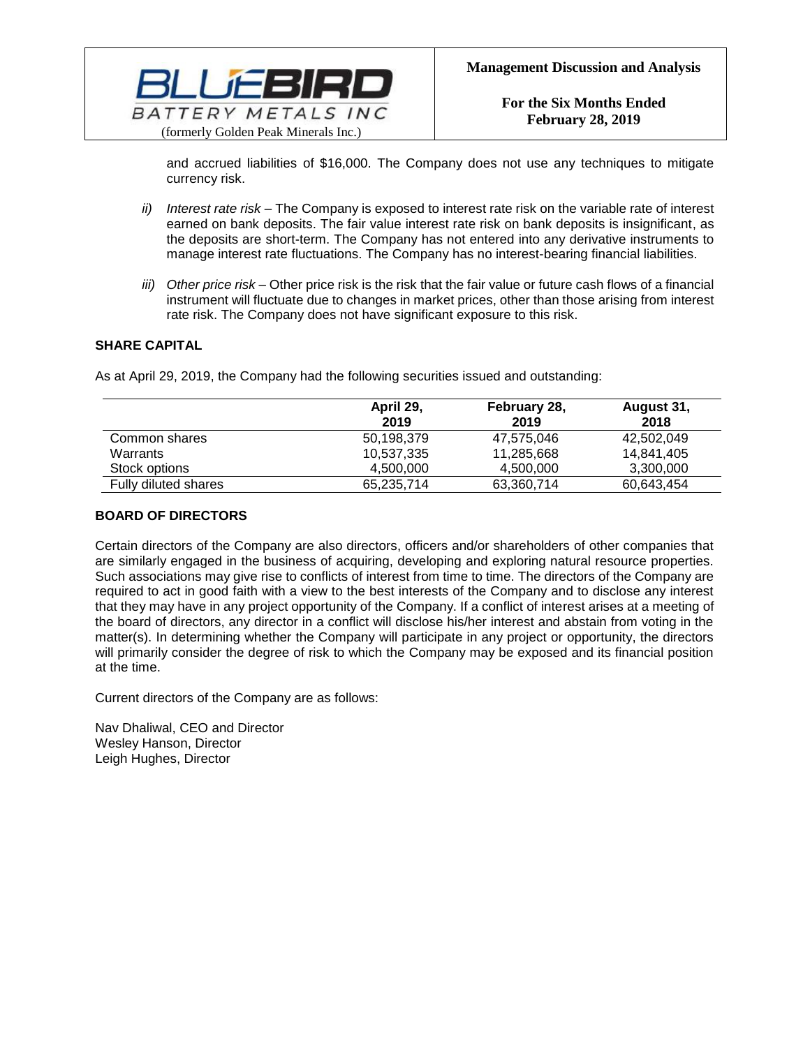and accrued liabilities of $16,000. The Company does not use any techniques to mitigate currency risk.

*ii)* *Interest rate risk* – The Company is exposed to interest rate risk on the variable rate of interest earned on bank deposits. The fair value interest rate risk on bank deposits is insignificant, as the deposits are short-term. The Company has not entered into any derivative instruments to manage interest rate fluctuations. The Company has no interest-bearing financial liabilities.

*iii)* *Other price risk* – Other price risk is the risk that the fair value or future cash flows of a financial instrument will fluctuate due to changes in market prices, other than those arising from interest rate risk. The Company does not have significant exposure to this risk.

**SHARE CAPITAL**

As at April 29, 2019, the Company had the following securities issued and outstanding:

| | April 29, 2019 | February 28, 2019 | August 31, 2018 |
|---|---|---|---|
| Common shares | 50,198,379 | 47,575,046 | 42,502,049 |
| Warrants | 10,537,335 | 11,285,668 | 14,841,405 |
| Stock options | 4,500,000 | 4,500,000 | 3,300,000 |
| Fully diluted shares | 65,235,714 | 63,360,714 | 60,643,454 |

**BOARD OF DIRECTORS**

Certain directors of the Company are also directors, officers and/or shareholders of other companies that are similarly engaged in the business of acquiring, developing and exploring natural resource properties. Such associations may give rise to conflicts of interest from time to time. The directors of the Company are required to act in good faith with a view to the best interests of the Company and to disclose any interest that they may have in any project opportunity of the Company. If a conflict of interest arises at a meeting of the board of directors, any director in a conflict will disclose his/her interest and abstain from voting in the matter(s). In determining whether the Company will participate in any project or opportunity, the directors will primarily consider the degree of risk to which the Company may be exposed and its financial position at the time.

Current directors of the Company are as follows:

Nav Dhaliwal, CEO and Director
Wesley Hanson, Director
Leigh Hughes, Director